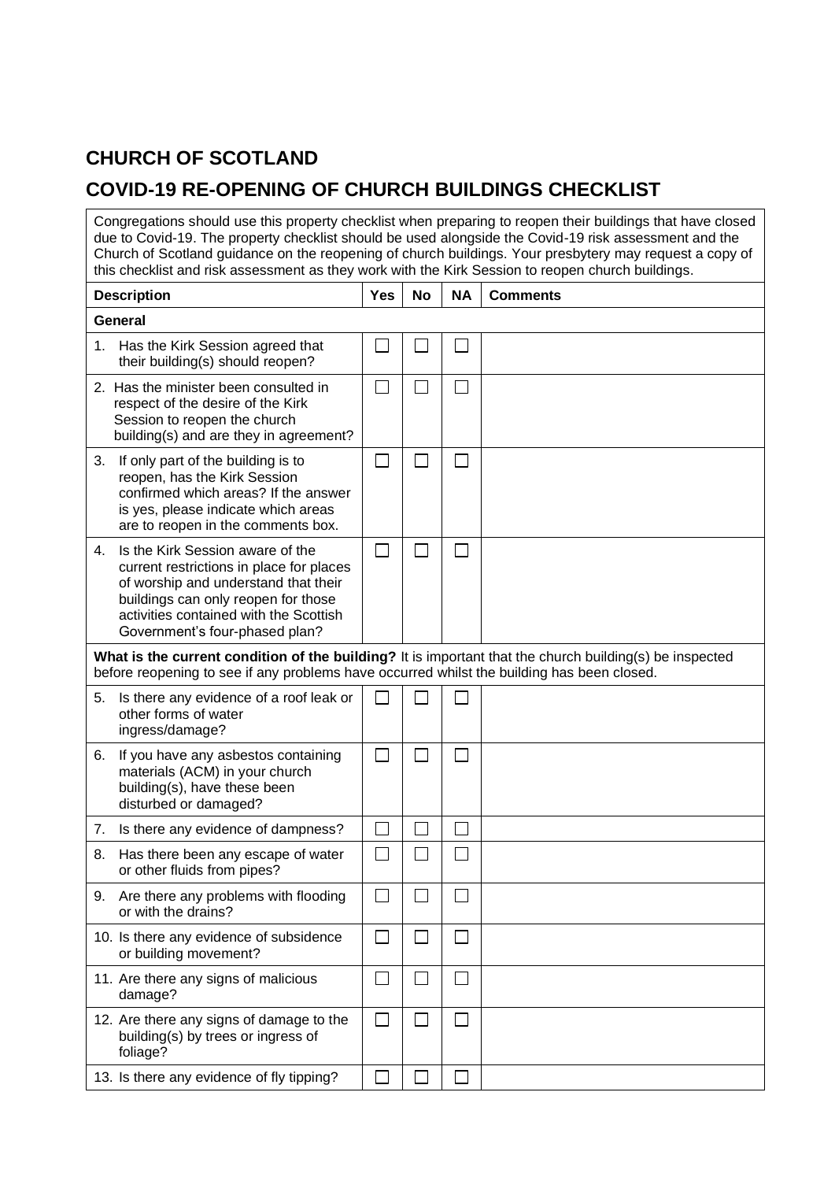## CHURCH OF SCOTLAND

## COVID-19 RE-OPENING OF CHURCH BUILDINGS CHECKLIST

Congregations should use this property checklist when preparing to reopen their buildings that have closed due to Covid-19. The property checklist should be used alongside the Covid-19 risk assessment and the Church of Scotland guidance on the reopening of church buildings. Your presbytery may request a copy of this checklist and risk assessment as they work with the Kirk Session to reopen church buildings.

| Description | Yes | No | NA | Comments |
|---|---|---|---|---|
| **General** | | | | |
| 1. Has the Kirk Session agreed that their building(s) should reopen? | ☐ | ☐ | ☐ | |
| 2. Has the minister been consulted in respect of the desire of the Kirk Session to reopen the church building(s) and are they in agreement? | ☐ | ☐ | ☐ | |
| 3. If only part of the building is to reopen, has the Kirk Session confirmed which areas? If the answer is yes, please indicate which areas are to reopen in the comments box. | ☐ | ☐ | ☐ | |
| 4. Is the Kirk Session aware of the current restrictions in place for places of worship and understand that their buildings can only reopen for those activities contained with the Scottish Government's four-phased plan? | ☐ | ☐ | ☐ | |
| **What is the current condition of the building?** It is important that the church building(s) be inspected before reopening to see if any problems have occurred whilst the building has been closed. | | | | |
| 5. Is there any evidence of a roof leak or other forms of water ingress/damage? | ☐ | ☐ | ☐ | |
| 6. If you have any asbestos containing materials (ACM) in your church building(s), have these been disturbed or damaged? | ☐ | ☐ | ☐ | |
| 7. Is there any evidence of dampness? | ☐ | ☐ | ☐ | |
| 8. Has there been any escape of water or other fluids from pipes? | ☐ | ☐ | ☐ | |
| 9. Are there any problems with flooding or with the drains? | ☐ | ☐ | ☐ | |
| 10. Is there any evidence of subsidence or building movement? | ☐ | ☐ | ☐ | |
| 11. Are there any signs of malicious damage? | ☐ | ☐ | ☐ | |
| 12. Are there any signs of damage to the building(s) by trees or ingress of foliage? | ☐ | ☐ | ☐ | |
| 13. Is there any evidence of fly tipping? | ☐ | ☐ | ☐ | |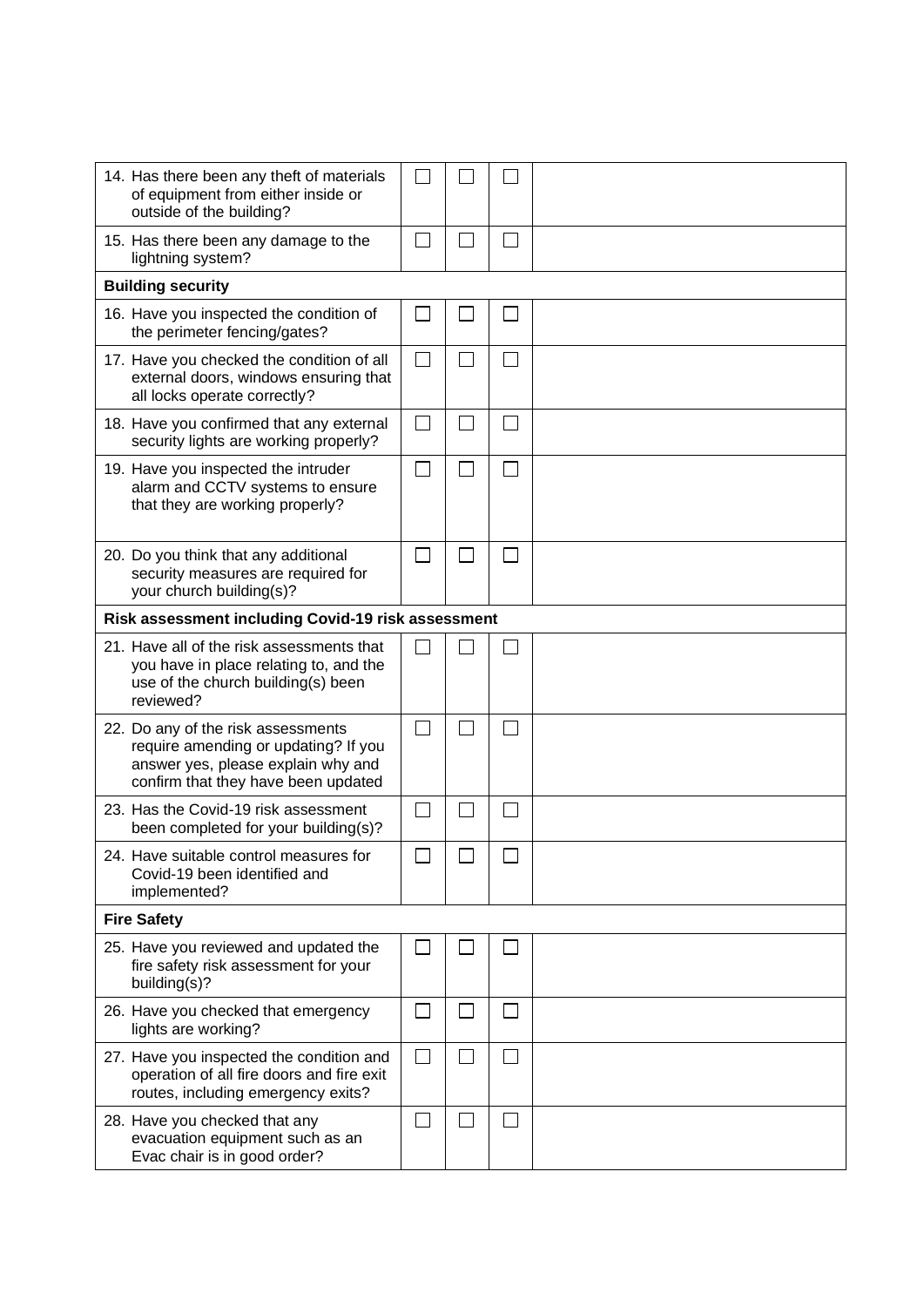| | | | | |
|---|---|---|---|---|
| 14. Has there been any theft of materials of equipment from either inside or outside of the building? | ☐ | ☐ | ☐ | |
| 15. Has there been any damage to the lightning system? | ☐ | ☐ | ☐ | |
| **Building security** | | | | |
| 16. Have you inspected the condition of the perimeter fencing/gates? | ☐ | ☐ | ☐ | |
| 17. Have you checked the condition of all external doors, windows ensuring that all locks operate correctly? | ☐ | ☐ | ☐ | |
| 18. Have you confirmed that any external security lights are working properly? | ☐ | ☐ | ☐ | |
| 19. Have you inspected the intruder alarm and CCTV systems to ensure that they are working properly? | ☐ | ☐ | ☐ | |
| 20. Do you think that any additional security measures are required for your church building(s)? | ☐ | ☐ | ☐ | |
| **Risk assessment including Covid-19 risk assessment** | | | | |
| 21. Have all of the risk assessments that you have in place relating to, and the use of the church building(s) been reviewed? | ☐ | ☐ | ☐ | |
| 22. Do any of the risk assessments require amending or updating? If you answer yes, please explain why and confirm that they have been updated | ☐ | ☐ | ☐ | |
| 23. Has the Covid-19 risk assessment been completed for your building(s)? | ☐ | ☐ | ☐ | |
| 24. Have suitable control measures for Covid-19 been identified and implemented? | ☐ | ☐ | ☐ | |
| **Fire Safety** | | | | |
| 25. Have you reviewed and updated the fire safety risk assessment for your building(s)? | ☐ | ☐ | ☐ | |
| 26. Have you checked that emergency lights are working? | ☐ | ☐ | ☐ | |
| 27. Have you inspected the condition and operation of all fire doors and fire exit routes, including emergency exits? | ☐ | ☐ | ☐ | |
| 28. Have you checked that any evacuation equipment such as an Evac chair is in good order? | ☐ | ☐ | ☐ | |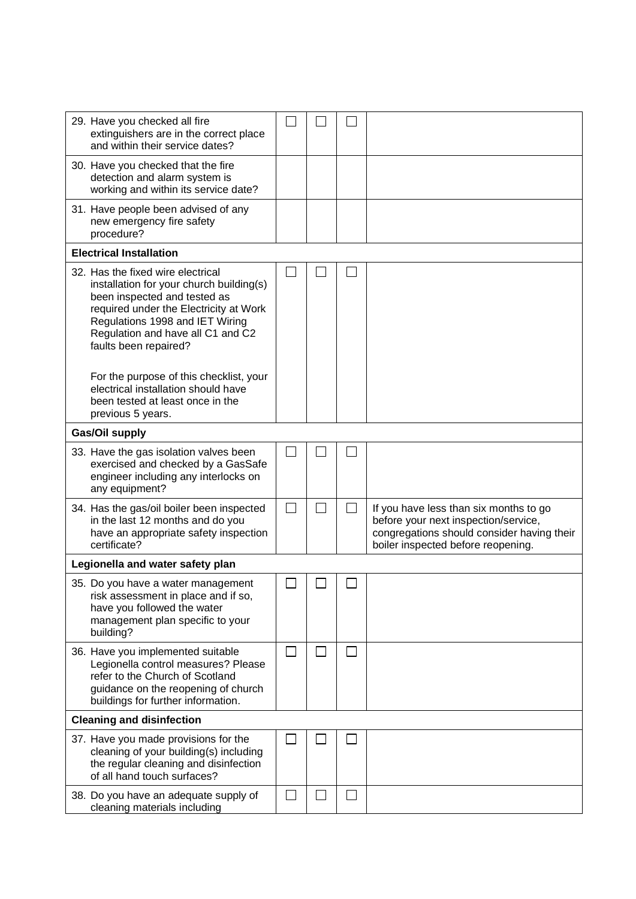| | | | | |
|---|---|---|---|---|
| 29. Have you checked all fire extinguishers are in the correct place and within their service dates? | ☐ | ☐ | ☐ | |
| 30. Have you checked that the fire detection and alarm system is working and within its service date? | | | | |
| 31. Have people been advised of any new emergency fire safety procedure? | | | | |
| **Electrical Installation** | | | | |
| 32. Has the fixed wire electrical installation for your church building(s) been inspected and tested as required under the Electricity at Work Regulations 1998 and IET Wiring Regulation and have all C1 and C2 faults been repaired?<br><br>For the purpose of this checklist, your electrical installation should have been tested at least once in the previous 5 years. | ☐ | ☐ | ☐ | |
| **Gas/Oil supply** | | | | |
| 33. Have the gas isolation valves been exercised and checked by a GasSafe engineer including any interlocks on any equipment? | ☐ | ☐ | ☐ | |
| 34. Has the gas/oil boiler been inspected in the last 12 months and do you have an appropriate safety inspection certificate? | ☐ | ☐ | ☐ | If you have less than six months to go before your next inspection/service, congregations should consider having their boiler inspected before reopening. |
| **Legionella and water safety plan** | | | | |
| 35. Do you have a water management risk assessment in place and if so, have you followed the water management plan specific to your building? | ☐ | ☐ | ☐ | |
| 36. Have you implemented suitable Legionella control measures? Please refer to the Church of Scotland guidance on the reopening of church buildings for further information. | ☐ | ☐ | ☐ | |
| **Cleaning and disinfection** | | | | |
| 37. Have you made provisions for the cleaning of your building(s) including the regular cleaning and disinfection of all hand touch surfaces? | ☐ | ☐ | ☐ | |
| 38. Do you have an adequate supply of cleaning materials including | ☐ | ☐ | ☐ | |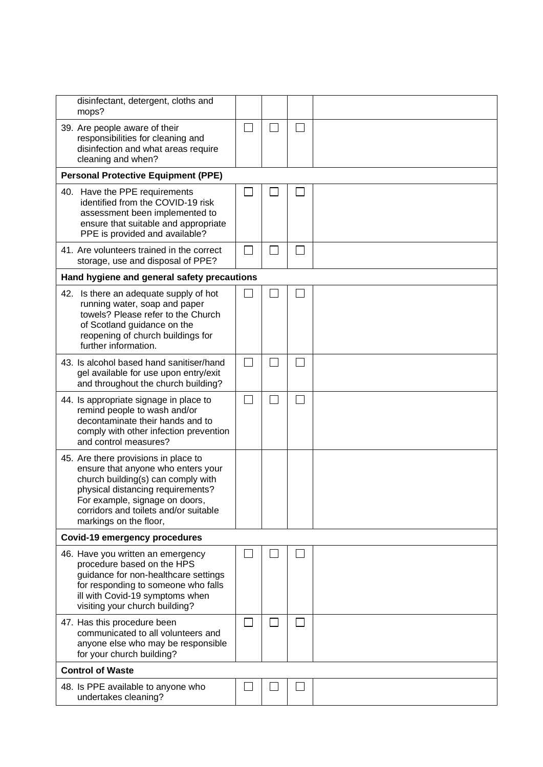| | | | | |
|---|---|---|---|---|
| disinfectant, detergent, cloths and mops? | | | | |
| 39. Are people aware of their responsibilities for cleaning and disinfection and what areas require cleaning and when? | ☐ | ☐ | ☐ | |
| **Personal Protective Equipment (PPE)** | | | | |
| 40. Have the PPE requirements identified from the COVID-19 risk assessment been implemented to ensure that suitable and appropriate PPE is provided and available? | ☐ | ☐ | ☐ | |
| 41. Are volunteers trained in the correct storage, use and disposal of PPE? | ☐ | ☐ | ☐ | |
| **Hand hygiene and general safety precautions** | | | | |
| 42. Is there an adequate supply of hot running water, soap and paper towels? Please refer to the Church of Scotland guidance on the reopening of church buildings for further information. | ☐ | ☐ | ☐ | |
| 43. Is alcohol based hand sanitiser/hand gel available for use upon entry/exit and throughout the church building? | ☐ | ☐ | ☐ | |
| 44. Is appropriate signage in place to remind people to wash and/or decontaminate their hands and to comply with other infection prevention and control measures? | ☐ | ☐ | ☐ | |
| 45. Are there provisions in place to ensure that anyone who enters your church building(s) can comply with physical distancing requirements? For example, signage on doors, corridors and toilets and/or suitable markings on the floor, | | | | |
| **Covid-19 emergency procedures** | | | | |
| 46. Have you written an emergency procedure based on the HPS guidance for non-healthcare settings for responding to someone who falls ill with Covid-19 symptoms when visiting your church building? | ☐ | ☐ | ☐ | |
| 47. Has this procedure been communicated to all volunteers and anyone else who may be responsible for your church building? | ☐ | ☐ | ☐ | |
| **Control of Waste** | | | | |
| 48. Is PPE available to anyone who undertakes cleaning? | ☐ | ☐ | ☐ | |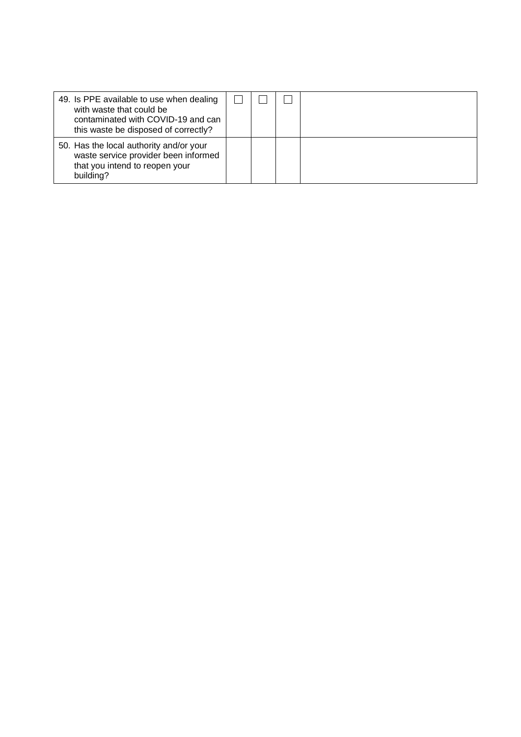| | | | | |
|---|---|---|---|---|
| 49. Is PPE available to use when dealing with waste that could be contaminated with COVID-19 and can this waste be disposed of correctly? | ☐ | ☐ | ☐ | |
| 50. Has the local authority and/or your waste service provider been informed that you intend to reopen your building? | | | | |